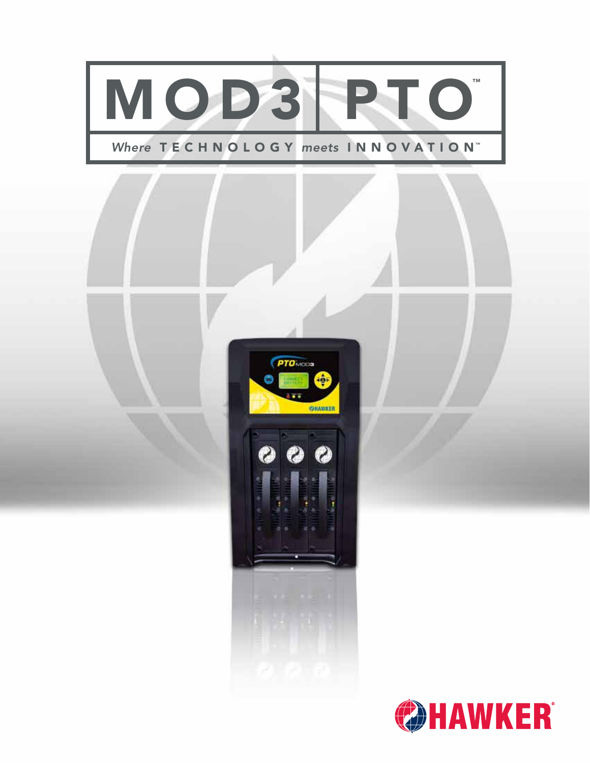# MOD3 PTO™

*Where* **TECHNOLOGY** *meets* **INNOVATION™**

HAWKER®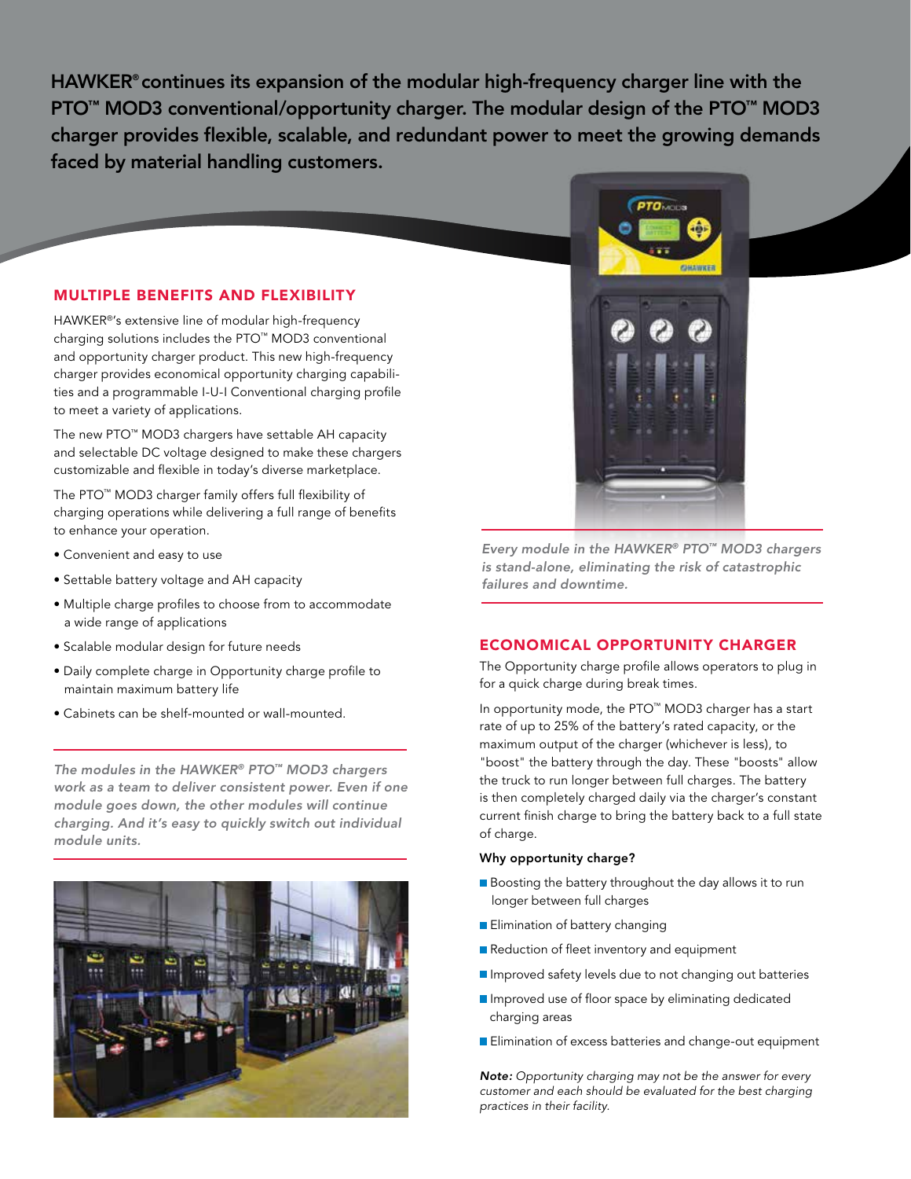**HAWKER® continues its expansion of the modular high-frequency charger line with the PTO™ MOD3 conventional/opportunity charger. The modular design of the PTO™ MOD3 charger provides flexible, scalable, and redundant power to meet the growing demands faced by material handling customers.**

## MULTIPLE BENEFITS AND FLEXIBILITY

HAWKER®'s extensive line of modular high-frequency charging solutions includes the PTO™ MOD3 conventional and opportunity charger product. This new high-frequency charger provides economical opportunity charging capabilities and a programmable I-U-I Conventional charging profile to meet a variety of applications.

The new PTO™ MOD3 chargers have settable AH capacity and selectable DC voltage designed to make these chargers customizable and flexible in today's diverse marketplace.

The PTO™ MOD3 charger family offers full flexibility of charging operations while delivering a full range of benefits to enhance your operation.

- Convenient and easy to use
- Settable battery voltage and AH capacity
- Multiple charge profiles to choose from to accommodate a wide range of applications
- Scalable modular design for future needs
- Daily complete charge in Opportunity charge profile to maintain maximum battery life
- Cabinets can be shelf-mounted or wall-mounted.

*The modules in the HAWKER® PTO™ MOD3 chargers work as a team to deliver consistent power. Even if one module goes down, the other modules will continue charging. And it's easy to quickly switch out individual module units.*

*Every module in the HAWKER® PTO™ MOD3 chargers is stand-alone, eliminating the risk of catastrophic failures and downtime.*

## ECONOMICAL OPPORTUNITY CHARGER

The Opportunity charge profile allows operators to plug in for a quick charge during break times.

In opportunity mode, the PTO™ MOD3 charger has a start rate of up to 25% of the battery's rated capacity, or the maximum output of the charger (whichever is less), to "boost" the battery through the day. These "boosts" allow the truck to run longer between full charges. The battery is then completely charged daily via the charger's constant current finish charge to bring the battery back to a full state of charge.

**Why opportunity charge?**

- Boosting the battery throughout the day allows it to run longer between full charges
- Elimination of battery changing
- Reduction of fleet inventory and equipment
- Improved safety levels due to not changing out batteries
- Improved use of floor space by eliminating dedicated charging areas
- Elimination of excess batteries and change-out equipment

***Note:*** *Opportunity charging may not be the answer for every customer and each should be evaluated for the best charging practices in their facility.*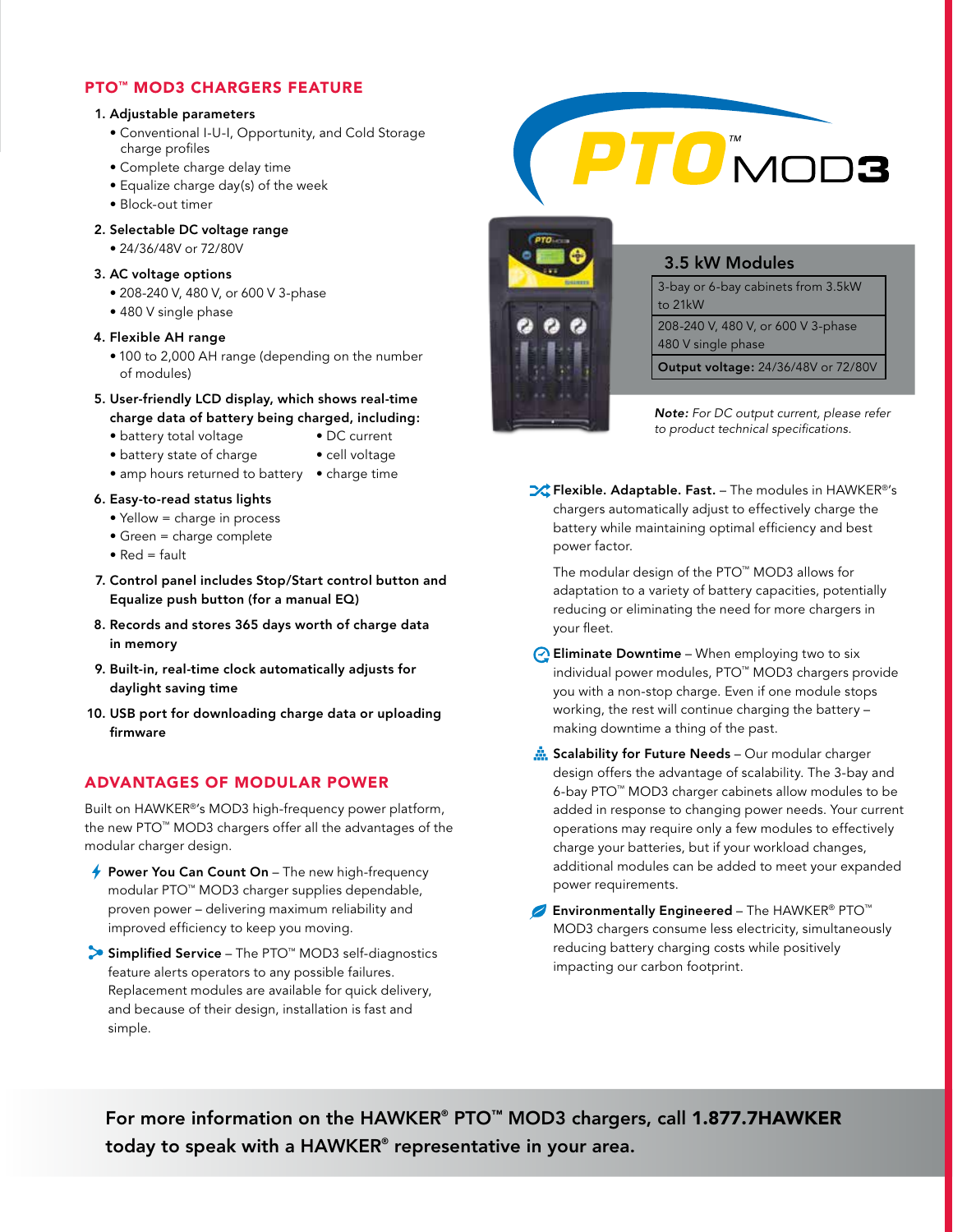## PTO™ MOD3 CHARGERS FEATURE

1. **Adjustable parameters**
   - Conventional I-U-I, Opportunity, and Cold Storage charge profiles
   - Complete charge delay time
   - Equalize charge day(s) of the week
   - Block-out timer
2. **Selectable DC voltage range**
   - 24/36/48V or 72/80V
3. **AC voltage options**
   - 208-240 V, 480 V, or 600 V 3-phase
   - 480 V single phase
4. **Flexible AH range**
   - 100 to 2,000 AH range (depending on the number of modules)
5. **User-friendly LCD display, which shows real-time charge data of battery being charged, including:**
   - battery total voltage
   - battery state of charge
   - amp hours returned to battery
   - DC current
   - cell voltage
   - charge time
6. **Easy-to-read status lights**
   - Yellow = charge in process
   - Green = charge complete
   - Red = fault
7. **Control panel includes Stop/Start control button and Equalize push button (for a manual EQ)**
8. **Records and stores 365 days worth of charge data in memory**
9. **Built-in, real-time clock automatically adjusts for daylight saving time**
10. **USB port for downloading charge data or uploading firmware**

## ADVANTAGES OF MODULAR POWER

Built on HAWKER®'s MOD3 high-frequency power platform, the new PTO™ MOD3 chargers offer all the advantages of the modular charger design.

**Power You Can Count On** – The new high-frequency modular PTO™ MOD3 charger supplies dependable, proven power – delivering maximum reliability and improved efficiency to keep you moving.

**Simplified Service** – The PTO™ MOD3 self-diagnostics feature alerts operators to any possible failures. Replacement modules are available for quick delivery, and because of their design, installation is fast and simple.

# PTO™ MOD3

### 3.5 kW Modules

| 3.5 kW Modules |
|---|
| 3-bay or 6-bay cabinets from 3.5kW to 21kW |
| 208-240 V, 480 V, or 600 V 3-phase 480 V single phase |
| **Output voltage:** 24/36/48V or 72/80V |

***Note:*** *For DC output current, please refer to product technical specifications.*

**Flexible. Adaptable. Fast.** – The modules in HAWKER®'s chargers automatically adjust to effectively charge the battery while maintaining optimal efficiency and best power factor.

The modular design of the PTO™ MOD3 allows for adaptation to a variety of battery capacities, potentially reducing or eliminating the need for more chargers in your fleet.

**Eliminate Downtime** – When employing two to six individual power modules, PTO™ MOD3 chargers provide you with a non-stop charge. Even if one module stops working, the rest will continue charging the battery – making downtime a thing of the past.

**Scalability for Future Needs** – Our modular charger design offers the advantage of scalability. The 3-bay and 6-bay PTO™ MOD3 charger cabinets allow modules to be added in response to changing power needs. Your current operations may require only a few modules to effectively charge your batteries, but if your workload changes, additional modules can be added to meet your expanded power requirements.

**Environmentally Engineered** – The HAWKER® PTO™ MOD3 chargers consume less electricity, simultaneously reducing battery charging costs while positively impacting our carbon footprint.

**For more information on the HAWKER® PTO™ MOD3 chargers, call 1.877.7HAWKER today to speak with a HAWKER® representative in your area.**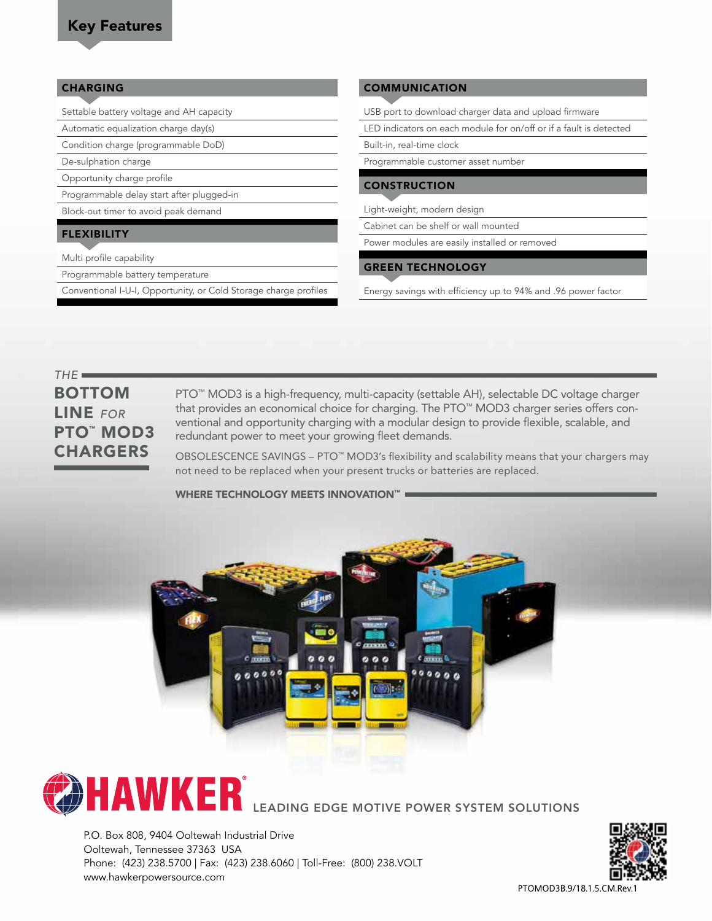## Key Features

### CHARGING

- Settable battery voltage and AH capacity
- Automatic equalization charge day(s)
- Condition charge (programmable DoD)
- De-sulphation charge
- Opportunity charge profile
- Programmable delay start after plugged-in
- Block-out timer to avoid peak demand

### FLEXIBILITY

- Multi profile capability
- Programmable battery temperature
- Conventional I-U-I, Opportunity, or Cold Storage charge profiles

### COMMUNICATION

- USB port to download charger data and upload firmware
- LED indicators on each module for on/off or if a fault is detected
- Built-in, real-time clock
- Programmable customer asset number

### CONSTRUCTION

- Light-weight, modern design
- Cabinet can be shelf or wall mounted
- Power modules are easily installed or removed

### GREEN TECHNOLOGY

- Energy savings with efficiency up to 94% and .96 power factor

## THE BOTTOM LINE *FOR* PTO™ MOD3 CHARGERS

PTO™ MOD3 is a high-frequency, multi-capacity (settable AH), selectable DC voltage charger that provides an economical choice for charging. The PTO™ MOD3 charger series offers conventional and opportunity charging with a modular design to provide flexible, scalable, and redundant power to meet your growing fleet demands.

OBSOLESCENCE SAVINGS – PTO™ MOD3's flexibility and scalability means that your chargers may not need to be replaced when your present trucks or batteries are replaced.

**WHERE TECHNOLOGY MEETS INNOVATION™**

**HAWKER®** LEADING EDGE MOTIVE POWER SYSTEM SOLUTIONS

P.O. Box 808, 9404 Ooltewah Industrial Drive
Ooltewah, Tennessee 37363 USA
Phone: (423) 238.5700 | Fax: (423) 238.6060 | Toll-Free: (800) 238.VOLT
www.hawkerpowersource.com

PTOMOD3B.9/18.1.5.CM.Rev.1